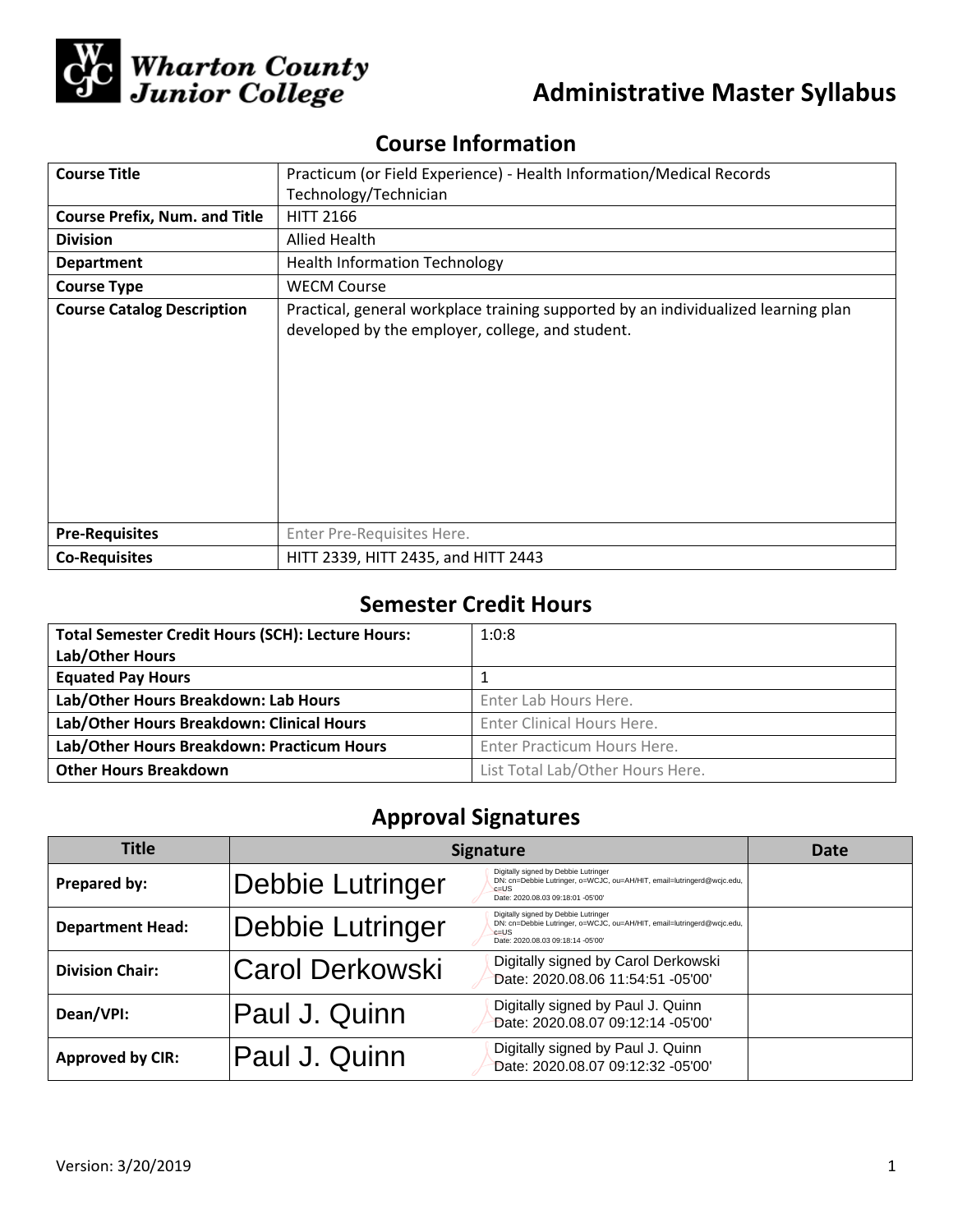Wharton County Junior College

# Administrative Master Syllabus

## Course Information

| Course Title | Practicum (or Field Experience) - Health Information/Medical Records Technology/Technician |
|---|---|
| Course Prefix, Num. and Title | HITT 2166 |
| Division | Allied Health |
| Department | Health Information Technology |
| Course Type | WECM Course |
| Course Catalog Description | Practical, general workplace training supported by an individualized learning plan developed by the employer, college, and student. |
| Pre-Requisites | Enter Pre-Requisites Here. |
| Co-Requisites | HITT 2339, HITT 2435, and HITT 2443 |

## Semester Credit Hours

| Total Semester Credit Hours (SCH): Lecture Hours: Lab/Other Hours | 1:0:8 |
|---|---|
| Equated Pay Hours | 1 |
| Lab/Other Hours Breakdown: Lab Hours | Enter Lab Hours Here. |
| Lab/Other Hours Breakdown: Clinical Hours | Enter Clinical Hours Here. |
| Lab/Other Hours Breakdown: Practicum Hours | Enter Practicum Hours Here. |
| Other Hours Breakdown | List Total Lab/Other Hours Here. |

## Approval Signatures

| Title | Signature | Date |
|---|---|---|
| Prepared by: | Debbie Lutringer — Digitally signed by Debbie Lutringer DN: cn=Debbie Lutringer, o=WCJC, ou=AH/HIT, email=lutringerd@wcjc.edu, c=US Date: 2020.08.03 09:18:01 -05'00' | |
| Department Head: | Debbie Lutringer — Digitally signed by Debbie Lutringer DN: cn=Debbie Lutringer, o=WCJC, ou=AH/HIT, email=lutringerd@wcjc.edu, c=US Date: 2020.08.03 09:18:14 -05'00' | |
| Division Chair: | Carol Derkowski — Digitally signed by Carol Derkowski Date: 2020.08.06 11:54:51 -05'00' | |
| Dean/VPI: | Paul J. Quinn — Digitally signed by Paul J. Quinn Date: 2020.08.07 09:12:14 -05'00' | |
| Approved by CIR: | Paul J. Quinn — Digitally signed by Paul J. Quinn Date: 2020.08.07 09:12:32 -05'00' | |

Version: 3/20/2019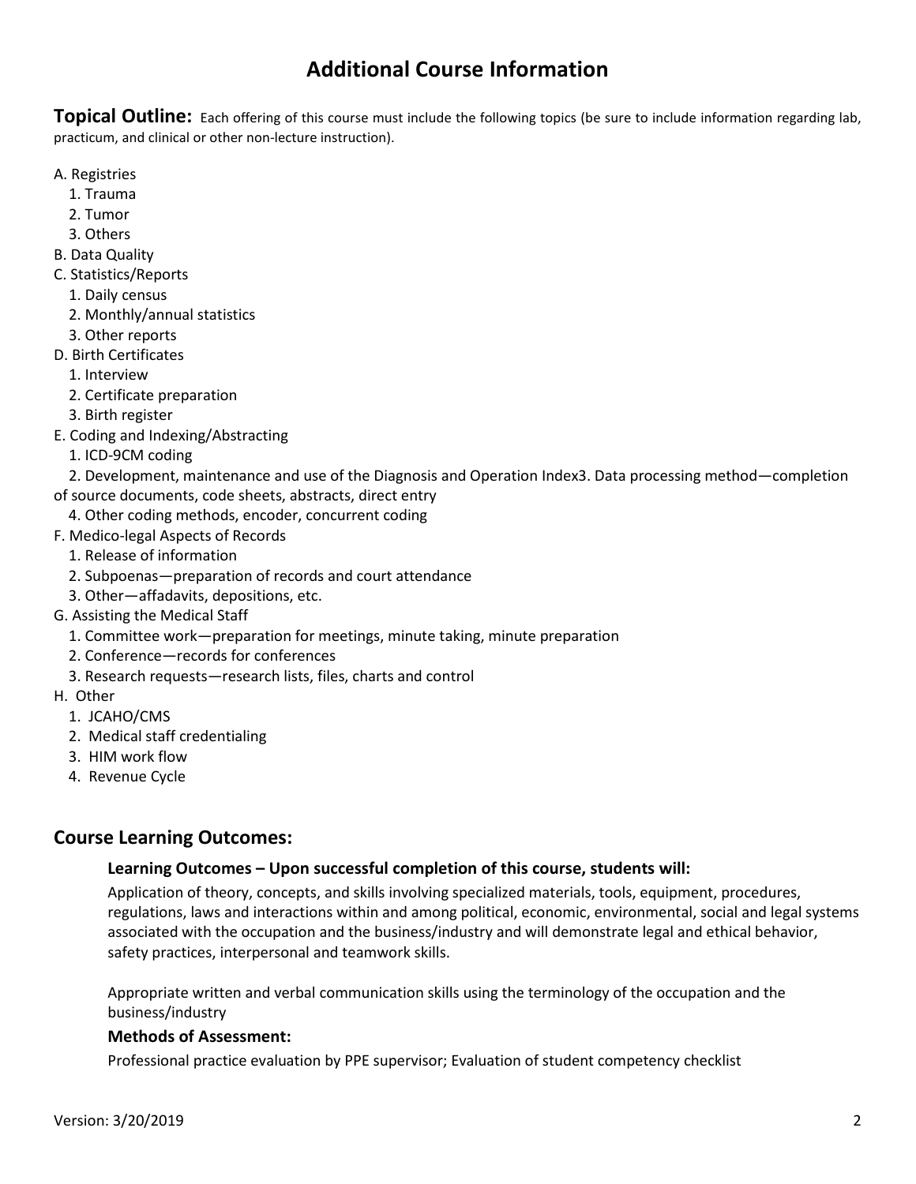# Additional Course Information

**Topical Outline:** Each offering of this course must include the following topics (be sure to include information regarding lab, practicum, and clinical or other non-lecture instruction).

A. Registries
   1. Trauma
   2. Tumor
   3. Others

B. Data Quality

C. Statistics/Reports
   1. Daily census
   2. Monthly/annual statistics
   3. Other reports

D. Birth Certificates
   1. Interview
   2. Certificate preparation
   3. Birth register

E. Coding and Indexing/Abstracting
   1. ICD-9CM coding
   2. Development, maintenance and use of the Diagnosis and Operation Index3. Data processing method—completion of source documents, code sheets, abstracts, direct entry
   4. Other coding methods, encoder, concurrent coding

F. Medico-legal Aspects of Records
   1. Release of information
   2. Subpoenas—preparation of records and court attendance
   3. Other—affadavits, depositions, etc.

G. Assisting the Medical Staff
   1. Committee work—preparation for meetings, minute taking, minute preparation
   2. Conference—records for conferences
   3. Research requests—research lists, files, charts and control

H. Other
   1. JCAHO/CMS
   2. Medical staff credentialing
   3. HIM work flow
   4. Revenue Cycle

## Course Learning Outcomes:

### Learning Outcomes – Upon successful completion of this course, students will:

Application of theory, concepts, and skills involving specialized materials, tools, equipment, procedures, regulations, laws and interactions within and among political, economic, environmental, social and legal systems associated with the occupation and the business/industry and will demonstrate legal and ethical behavior, safety practices, interpersonal and teamwork skills.

Appropriate written and verbal communication skills using the terminology of the occupation and the business/industry

### Methods of Assessment:

Professional practice evaluation by PPE supervisor; Evaluation of student competency checklist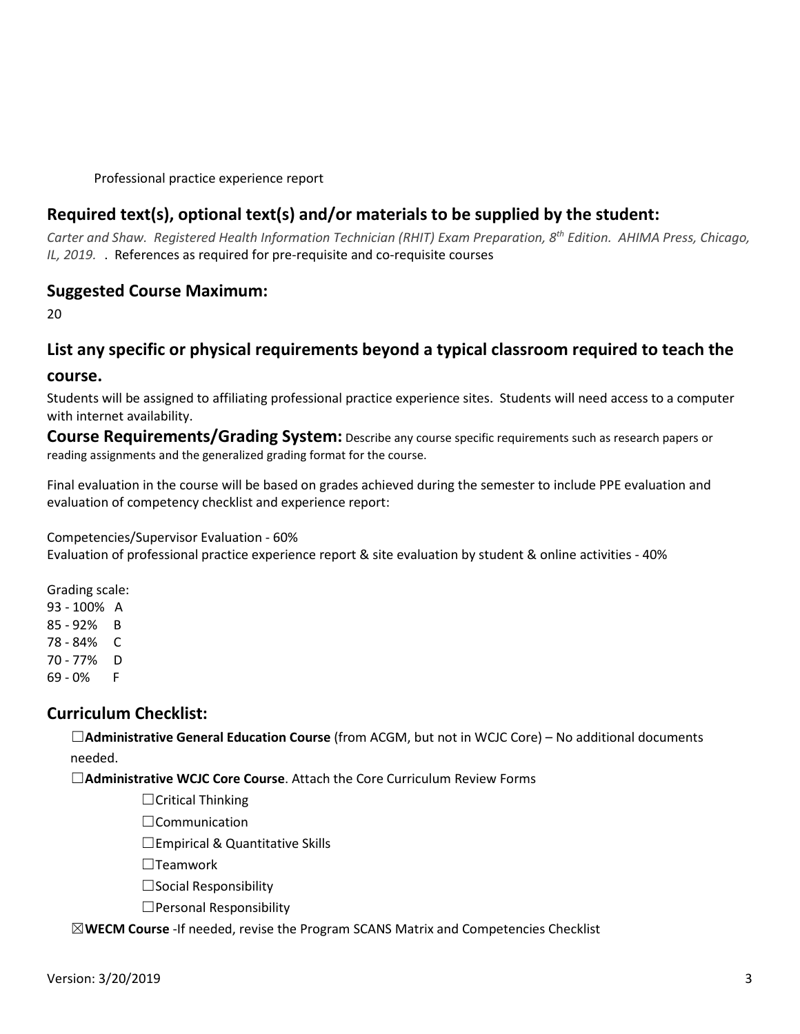Professional practice experience report

## Required text(s), optional text(s) and/or materials to be supplied by the student:

*Carter and Shaw. Registered Health Information Technician (RHIT) Exam Preparation, 8th Edition. AHIMA Press, Chicago, IL, 2019.* . References as required for pre-requisite and co-requisite courses

## Suggested Course Maximum:

20

## List any specific or physical requirements beyond a typical classroom required to teach the course.

Students will be assigned to affiliating professional practice experience sites. Students will need access to a computer with internet availability.

**Course Requirements/Grading System:** Describe any course specific requirements such as research papers or reading assignments and the generalized grading format for the course.

Final evaluation in the course will be based on grades achieved during the semester to include PPE evaluation and evaluation of competency checklist and experience report:

Competencies/Supervisor Evaluation - 60%
Evaluation of professional practice experience report & site evaluation by student & online activities - 40%

Grading scale:
93 - 100% A
85 - 92% B
78 - 84% C
70 - 77% D
69 - 0% F

## Curriculum Checklist:

☐**Administrative General Education Course** (from ACGM, but not in WCJC Core) – No additional documents needed.

☐**Administrative WCJC Core Course**. Attach the Core Curriculum Review Forms

- ☐Critical Thinking
- ☐Communication
- ☐Empirical & Quantitative Skills
- ☐Teamwork
- ☐Social Responsibility
- ☐Personal Responsibility

☒**WECM Course** -If needed, revise the Program SCANS Matrix and Competencies Checklist